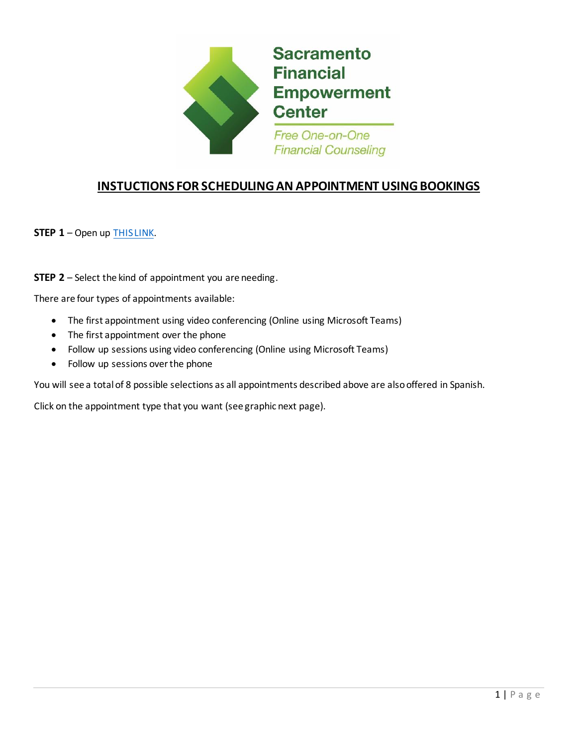Sacramento Financial Empowerment Center

*Free One-on-One Financial Counseling*

# INSTUCTIONS FOR SCHEDULING AN APPOINTMENT USING BOOKINGS

**STEP 1** – Open up THIS LINK.

**STEP 2** – Select the kind of appointment you are needing.

There are four types of appointments available:

- The first appointment using video conferencing (Online using Microsoft Teams)
- The first appointment over the phone
- Follow up sessions using video conferencing (Online using Microsoft Teams)
- Follow up sessions over the phone

You will see a total of 8 possible selections as all appointments described above are also offered in Spanish.

Click on the appointment type that you want (see graphic next page).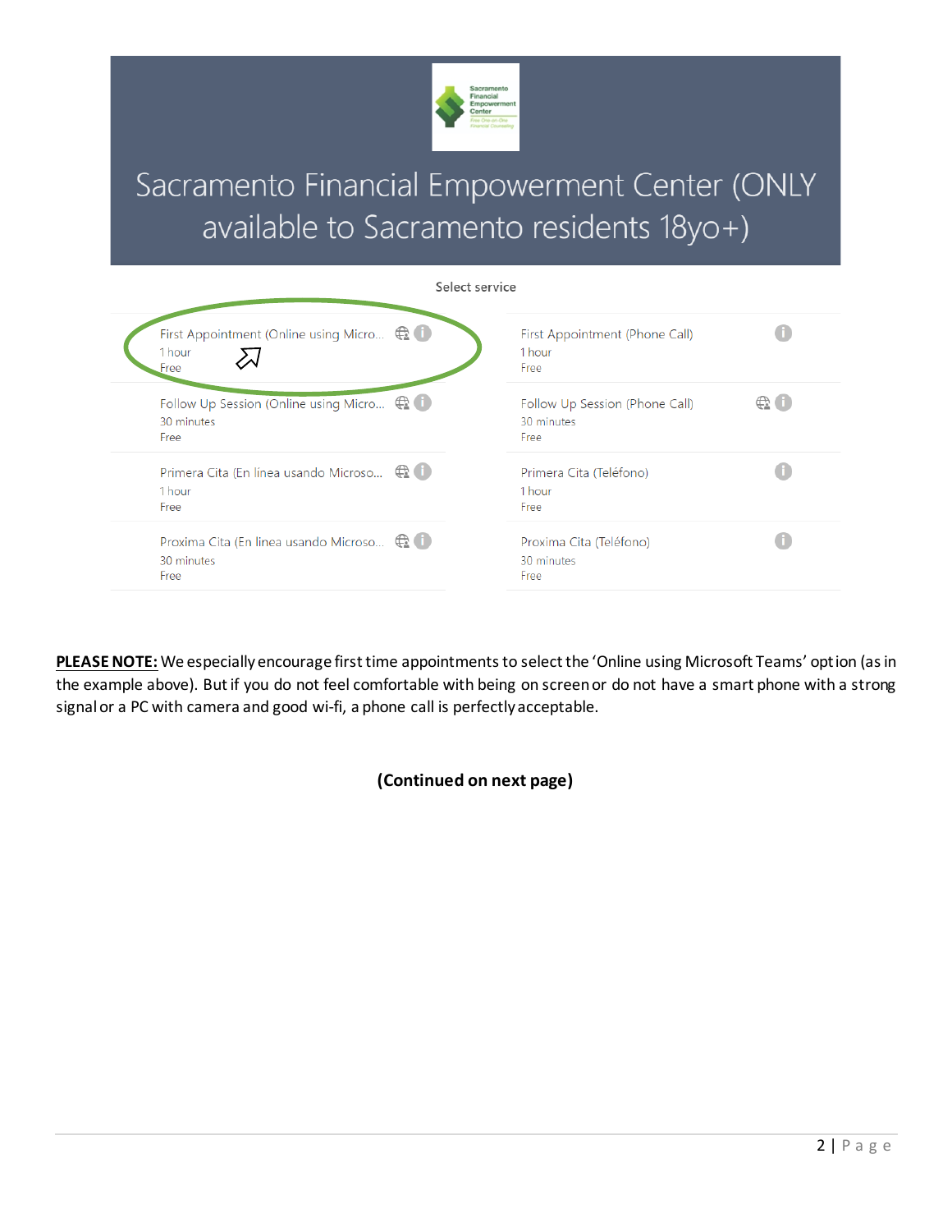# Sacramento Financial Empowerment Center (ONLY available to Sacramento residents 18yo+)

Select service

| | |
|---|---|
| First Appointment (Online using Micro...<br>1 hour<br>Free | First Appointment (Phone Call)<br>1 hour<br>Free |
| Follow Up Session (Online using Micro...<br>30 minutes<br>Free | Follow Up Session (Phone Call)<br>30 minutes<br>Free |
| Primera Cita (En linea usando Microso...<br>1 hour<br>Free | Primera Cita (Teléfono)<br>1 hour<br>Free |
| Proxima Cita (En linea usando Microso...<br>30 minutes<br>Free | Proxima Cita (Teléfono)<br>30 minutes<br>Free |

**PLEASE NOTE:** We especially encourage first time appointments to select the 'Online using Microsoft Teams' option (as in the example above). But if you do not feel comfortable with being on screen or do not have a smart phone with a strong signal or a PC with camera and good wi-fi, a phone call is perfectly acceptable.

**(Continued on next page)**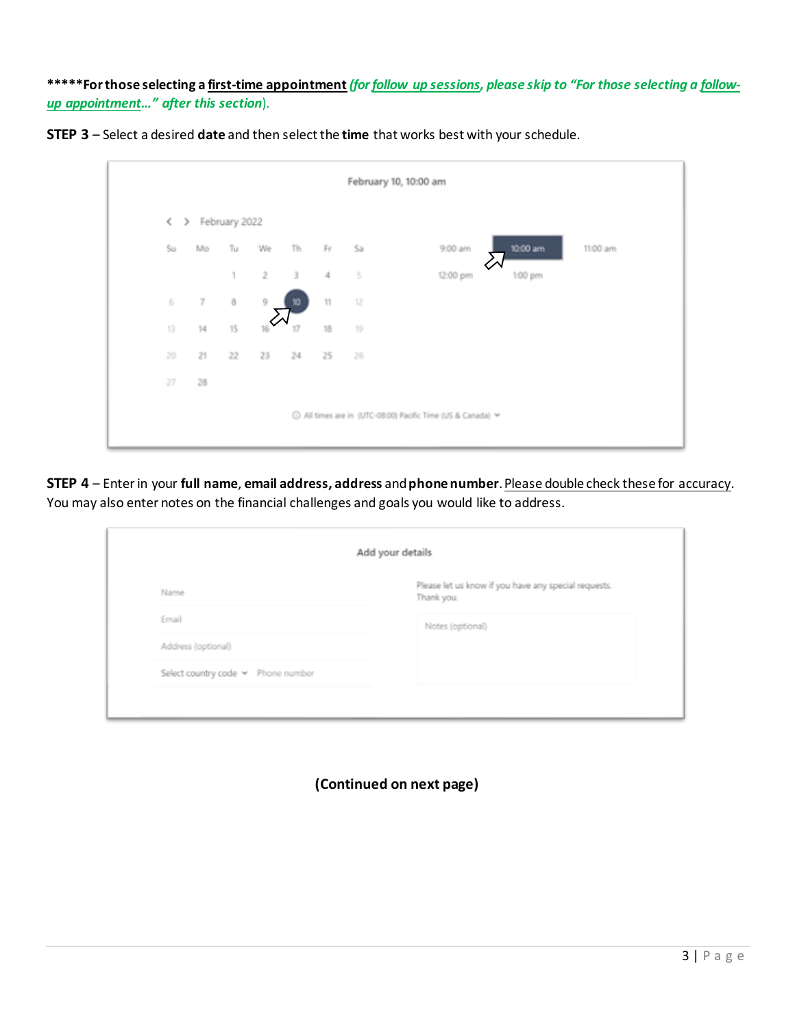*****For those selecting a first-time appointment *(for follow up sessions, please skip to "For those selecting a follow-up appointment…" after this section).*

**STEP 3** – Select a desired **date** and then select the **time** that works best with your schedule.

**STEP 4** – Enter in your **full name**, **email address, address** and **phone number**. Please double check these for accuracy. You may also enter notes on the financial challenges and goals you would like to address.

**(Continued on next page)**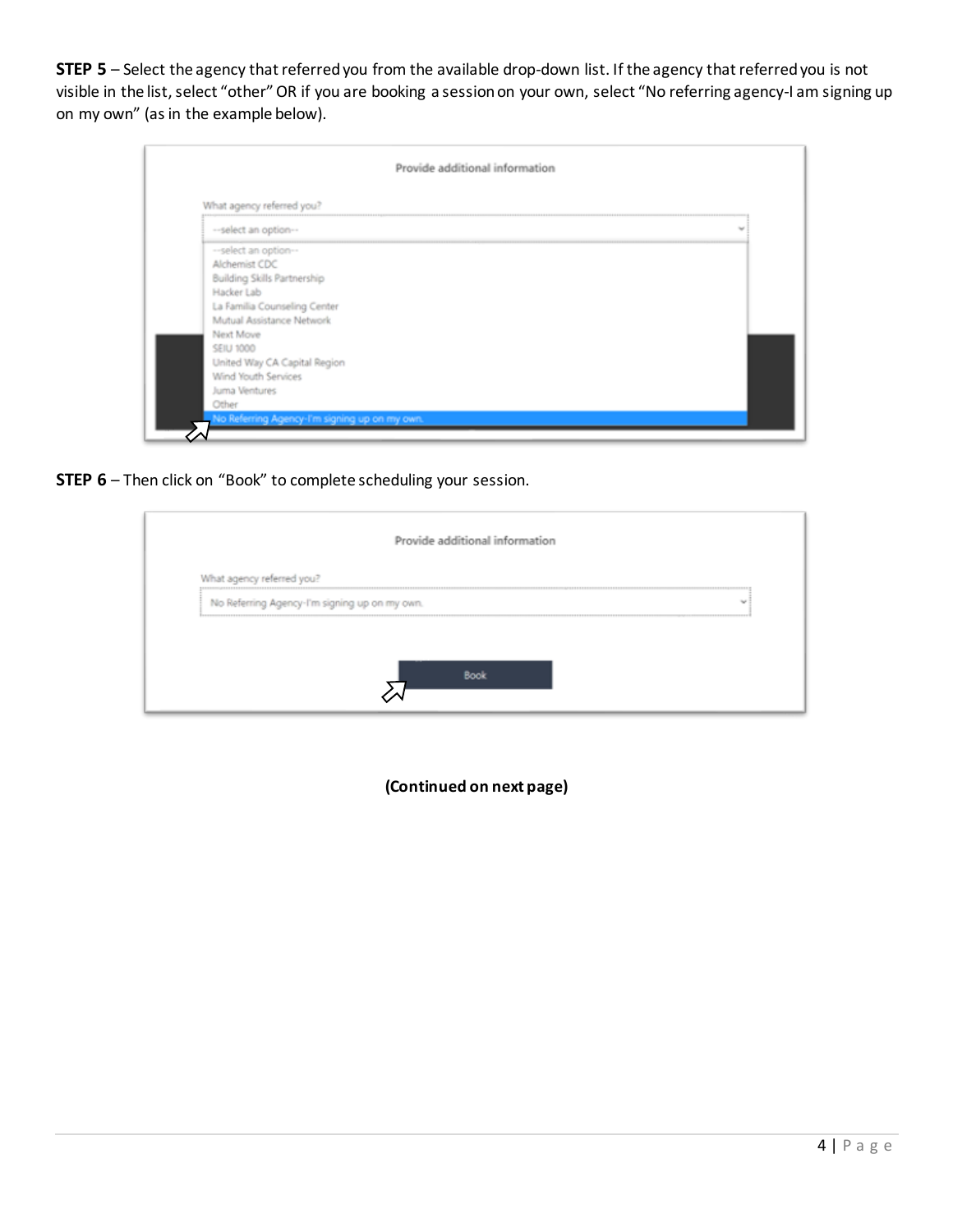**STEP 5** – Select the agency that referred you from the available drop-down list. If the agency that referred you is not visible in the list, select "other" OR if you are booking a session on your own, select "No referring agency-I am signing up on my own" (as in the example below).

**STEP 6** – Then click on "Book" to complete scheduling your session.

**(Continued on next page)**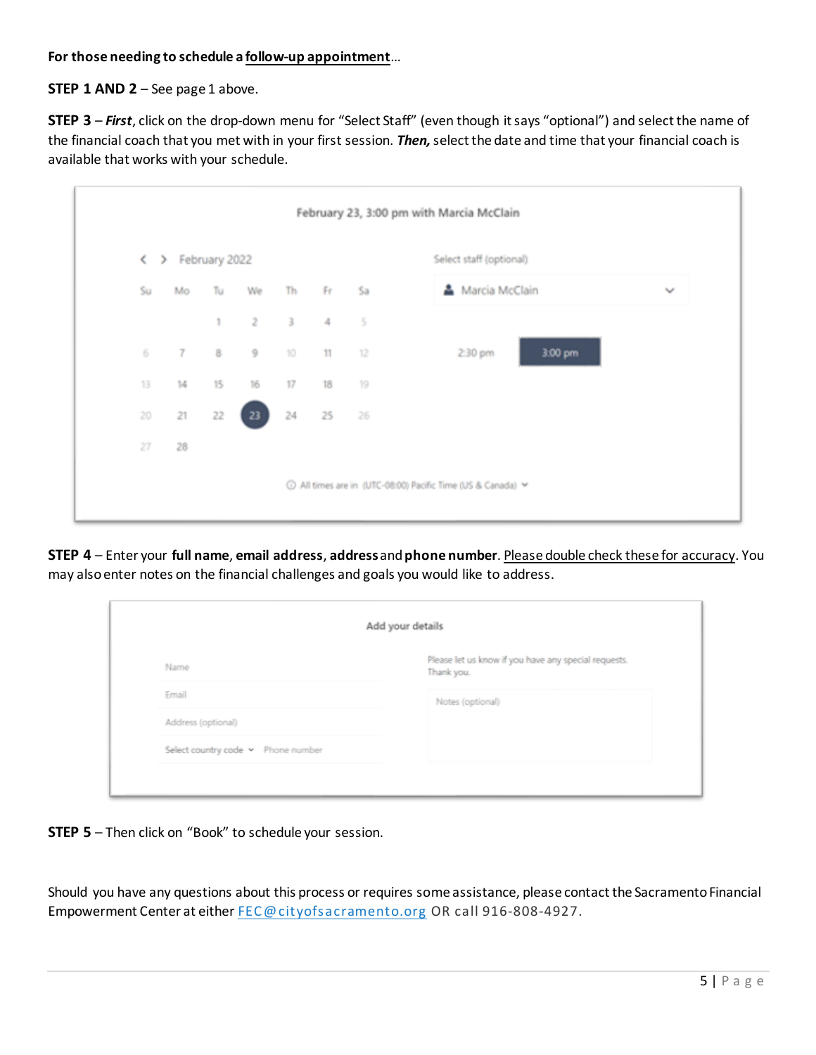**For those needing to schedule a follow-up appointment...**

**STEP 1 AND 2** – See page 1 above.

**STEP 3** – ***First***, click on the drop-down menu for "Select Staff" (even though it says "optional") and select the name of the financial coach that you met with in your first session. ***Then,*** select the date and time that your financial coach is available that works with your schedule.

**STEP 4** – Enter your **full name**, **email address**, **address** and **phone number**. Please double check these for accuracy. You may also enter notes on the financial challenges and goals you would like to address.

**STEP 5** – Then click on "Book" to schedule your session.

Should you have any questions about this process or requires some assistance, please contact the Sacramento Financial Empowerment Center at either FEC@cityofsacramento.org OR call 916-808-4927.